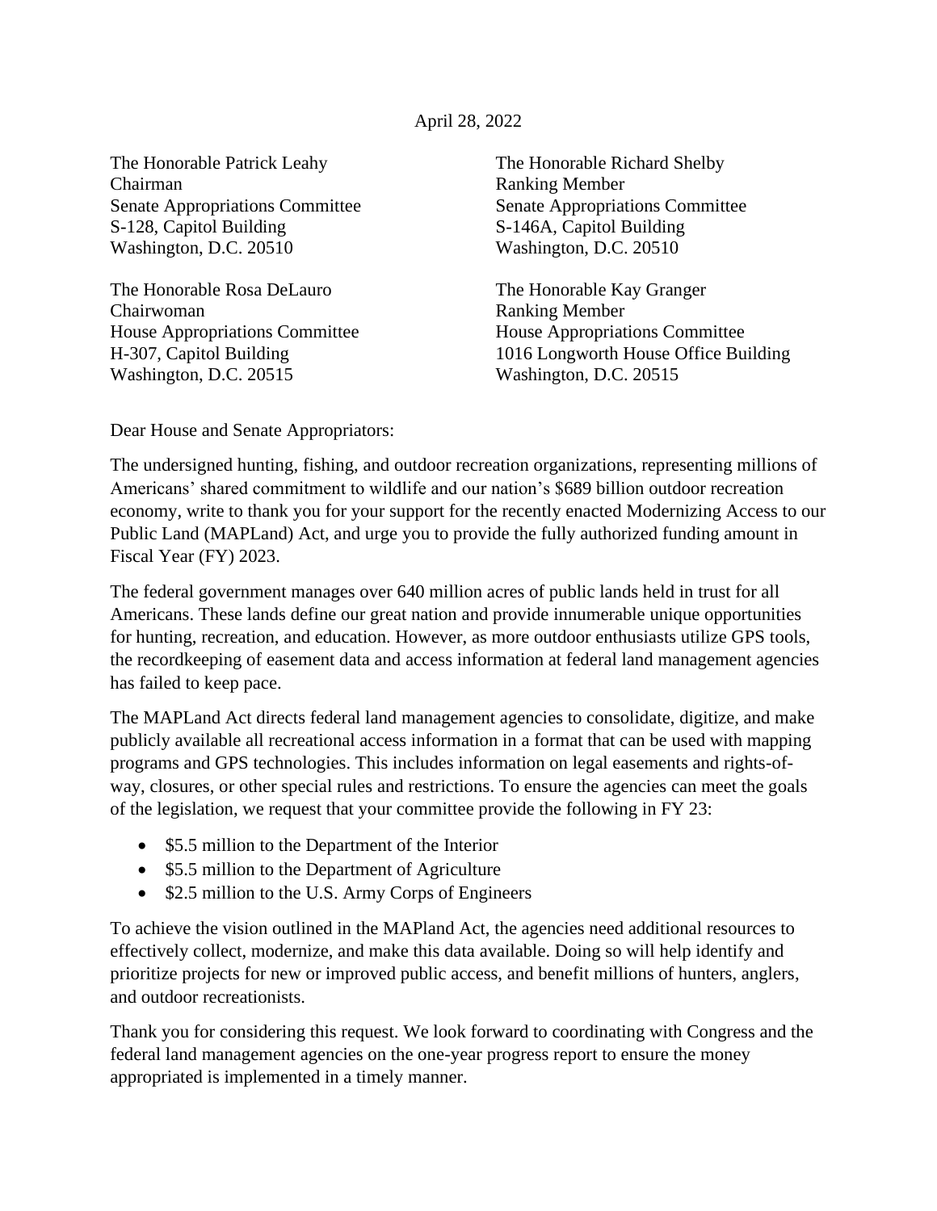April 28, 2022

The Honorable Patrick Leahy
Chairman
Senate Appropriations Committee
S-128, Capitol Building
Washington, D.C. 20510

The Honorable Richard Shelby
Ranking Member
Senate Appropriations Committee
S-146A, Capitol Building
Washington, D.C. 20510

The Honorable Rosa DeLauro
Chairwoman
House Appropriations Committee
H-307, Capitol Building
Washington, D.C. 20515

The Honorable Kay Granger
Ranking Member
House Appropriations Committee
1016 Longworth House Office Building
Washington, D.C. 20515

Dear House and Senate Appropriators:

The undersigned hunting, fishing, and outdoor recreation organizations, representing millions of Americans' shared commitment to wildlife and our nation's $689 billion outdoor recreation economy, write to thank you for your support for the recently enacted Modernizing Access to our Public Land (MAPLand) Act, and urge you to provide the fully authorized funding amount in Fiscal Year (FY) 2023.

The federal government manages over 640 million acres of public lands held in trust for all Americans. These lands define our great nation and provide innumerable unique opportunities for hunting, recreation, and education. However, as more outdoor enthusiasts utilize GPS tools, the recordkeeping of easement data and access information at federal land management agencies has failed to keep pace.

The MAPLand Act directs federal land management agencies to consolidate, digitize, and make publicly available all recreational access information in a format that can be used with mapping programs and GPS technologies. This includes information on legal easements and rights-of-way, closures, or other special rules and restrictions. To ensure the agencies can meet the goals of the legislation, we request that your committee provide the following in FY 23:

- $5.5 million to the Department of the Interior
- $5.5 million to the Department of Agriculture
- $2.5 million to the U.S. Army Corps of Engineers

To achieve the vision outlined in the MAPland Act, the agencies need additional resources to effectively collect, modernize, and make this data available. Doing so will help identify and prioritize projects for new or improved public access, and benefit millions of hunters, anglers, and outdoor recreationists.

Thank you for considering this request. We look forward to coordinating with Congress and the federal land management agencies on the one-year progress report to ensure the money appropriated is implemented in a timely manner.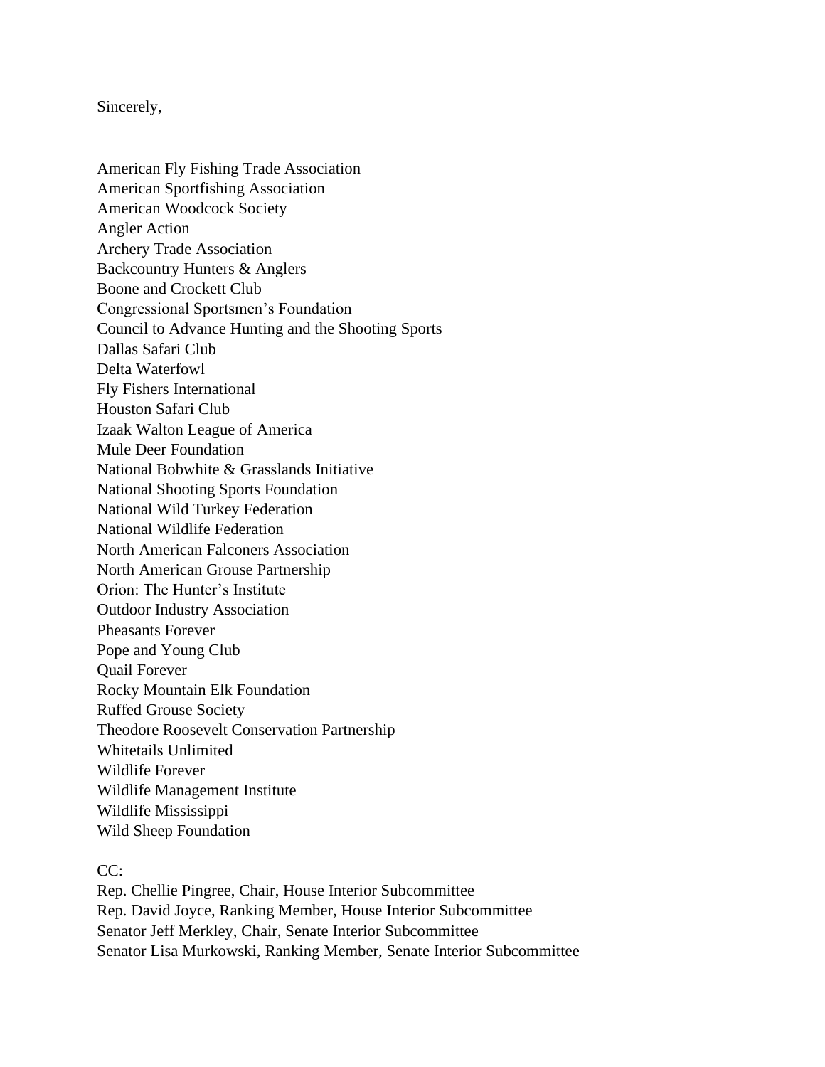Sincerely,

American Fly Fishing Trade Association
American Sportfishing Association
American Woodcock Society
Angler Action
Archery Trade Association
Backcountry Hunters & Anglers
Boone and Crockett Club
Congressional Sportsmen's Foundation
Council to Advance Hunting and the Shooting Sports
Dallas Safari Club
Delta Waterfowl
Fly Fishers International
Houston Safari Club
Izaak Walton League of America
Mule Deer Foundation
National Bobwhite & Grasslands Initiative
National Shooting Sports Foundation
National Wild Turkey Federation
National Wildlife Federation
North American Falconers Association
North American Grouse Partnership
Orion: The Hunter's Institute
Outdoor Industry Association
Pheasants Forever
Pope and Young Club
Quail Forever
Rocky Mountain Elk Foundation
Ruffed Grouse Society
Theodore Roosevelt Conservation Partnership
Whitetails Unlimited
Wildlife Forever
Wildlife Management Institute
Wildlife Mississippi
Wild Sheep Foundation

CC:
Rep. Chellie Pingree, Chair, House Interior Subcommittee
Rep. David Joyce, Ranking Member, House Interior Subcommittee
Senator Jeff Merkley, Chair, Senate Interior Subcommittee
Senator Lisa Murkowski, Ranking Member, Senate Interior Subcommittee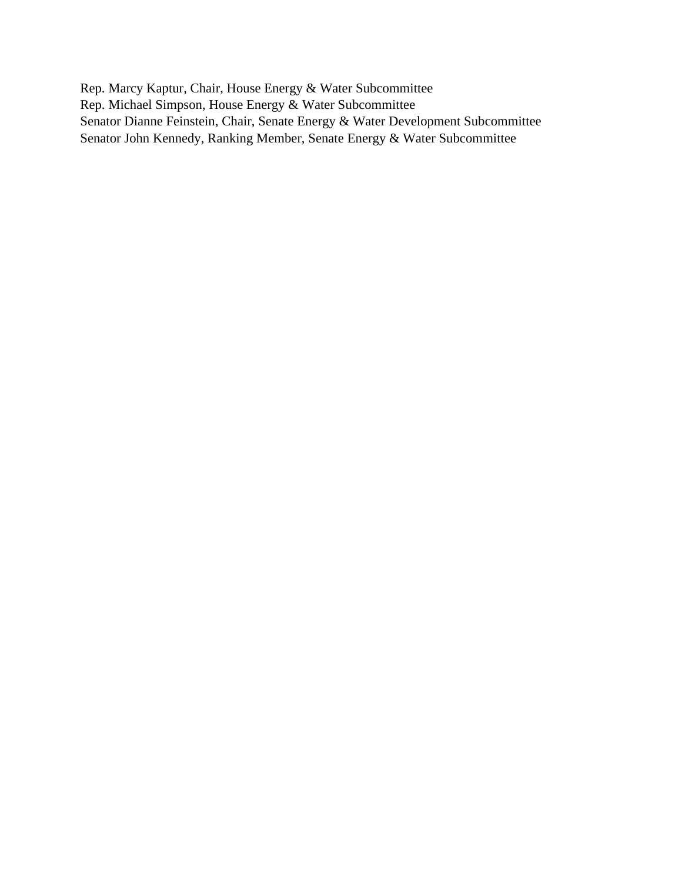Rep. Marcy Kaptur, Chair, House Energy & Water Subcommittee
Rep. Michael Simpson, House Energy & Water Subcommittee
Senator Dianne Feinstein, Chair, Senate Energy & Water Development Subcommittee
Senator John Kennedy, Ranking Member, Senate Energy & Water Subcommittee